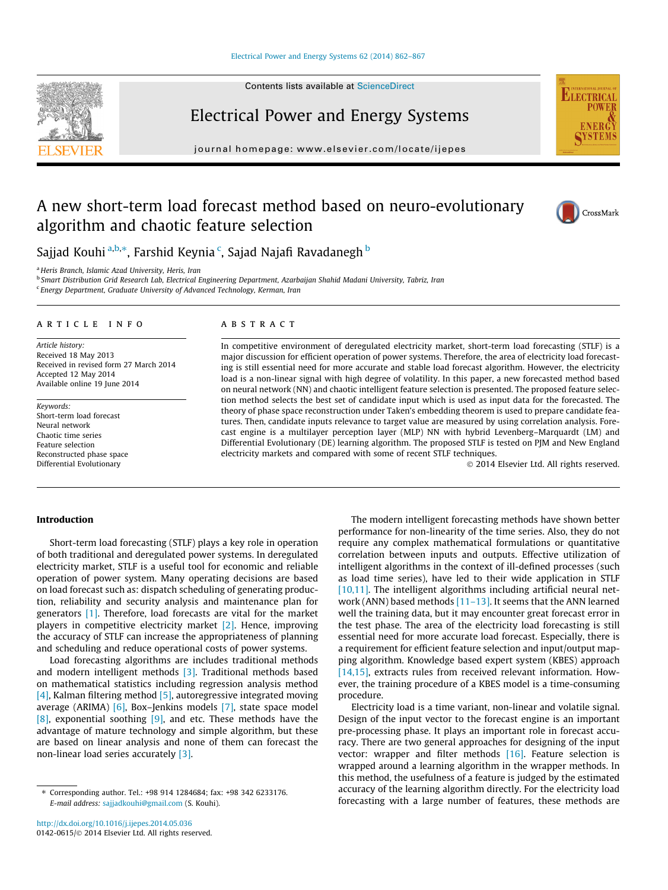# A new short-term load forecast method based on neuro-evolutionary algorithm and chaotic feature selection

Sajjad Kouhi [a,b,*], Farshid Keynia [c], Sajad Najafi Ravadanegh [b]

[a] Heris Branch, Islamic Azad University, Heris, Iran

[b] Smart Distribution Grid Research Lab, Electrical Engineering Department, Azarbaijan Shahid Madani University, Tabriz, Iran

[c] Energy Department, Graduate University of Advanced Technology, Kerman, Iran

## ARTICLE INFO

*Article history:*
Received 18 May 2013
Received in revised form 27 March 2014
Accepted 12 May 2014
Available online 19 June 2014

*Keywords:*
Short-term load forecast
Neural network
Chaotic time series
Feature selection
Reconstructed phase space
Differential Evolutionary

## ABSTRACT

In competitive environment of deregulated electricity market, short-term load forecasting (STLF) is a major discussion for efficient operation of power systems. Therefore, the area of electricity load forecasting is still essential need for more accurate and stable load forecast algorithm. However, the electricity load is a non-linear signal with high degree of volatility. In this paper, a new forecasted method based on neural network (NN) and chaotic intelligent feature selection is presented. The proposed feature selection method selects the best set of candidate input which is used as input data for the forecasted. The theory of phase space reconstruction under Taken's embedding theorem is used to prepare candidate features. Then, candidate inputs relevance to target value are measured by using correlation analysis. Forecast engine is a multilayer perception layer (MLP) NN with hybrid Levenberg–Marquardt (LM) and Differential Evolutionary (DE) learning algorithm. The proposed STLF is tested on PJM and New England electricity markets and compared with some of recent STLF techniques.

© 2014 Elsevier Ltd. All rights reserved.

## Introduction

Short-term load forecasting (STLF) plays a key role in operation of both traditional and deregulated power systems. In deregulated electricity market, STLF is a useful tool for economic and reliable operation of power system. Many operating decisions are based on load forecast such as: dispatch scheduling of generating production, reliability and security analysis and maintenance plan for generators [1]. Therefore, load forecasts are vital for the market players in competitive electricity market [2]. Hence, improving the accuracy of STLF can increase the appropriateness of planning and scheduling and reduce operational costs of power systems.

Load forecasting algorithms are includes traditional methods and modern intelligent methods [3]. Traditional methods based on mathematical statistics including regression analysis method [4], Kalman filtering method [5], autoregressive integrated moving average (ARIMA) [6], Box–Jenkins models [7], state space model [8], exponential soothing [9], and etc. These methods have the advantage of mature technology and simple algorithm, but these are based on linear analysis and none of them can forecast the non-linear load series accurately [3].

The modern intelligent forecasting methods have shown better performance for non-linearity of the time series. Also, they do not require any complex mathematical formulations or quantitative correlation between inputs and outputs. Effective utilization of intelligent algorithms in the context of ill-defined processes (such as load time series), have led to their wide application in STLF [10,11]. The intelligent algorithms including artificial neural network (ANN) based methods [11–13]. It seems that the ANN learned well the training data, but it may encounter great forecast error in the test phase. The area of the electricity load forecasting is still essential need for more accurate load forecast. Especially, there is a requirement for efficient feature selection and input/output mapping algorithm. Knowledge based expert system (KBES) approach [14,15], extracts rules from received relevant information. However, the training procedure of a KBES model is a time-consuming procedure.

Electricity load is a time variant, non-linear and volatile signal. Design of the input vector to the forecast engine is an important pre-processing phase. It plays an important role in forecast accuracy. There are two general approaches for designing of the input vector: wrapper and filter methods [16]. Feature selection is wrapped around a learning algorithm in the wrapper methods. In this method, the usefulness of a feature is judged by the estimated accuracy of the learning algorithm directly. For the electricity load forecasting with a large number of features, these methods are

* Corresponding author. Tel.: +98 914 1284684; fax: +98 342 6233176. E-mail address: sajjadkouhi@gmail.com (S. Kouhi).

http://dx.doi.org/10.1016/j.ijepes.2014.05.036
0142-0615/© 2014 Elsevier Ltd. All rights reserved.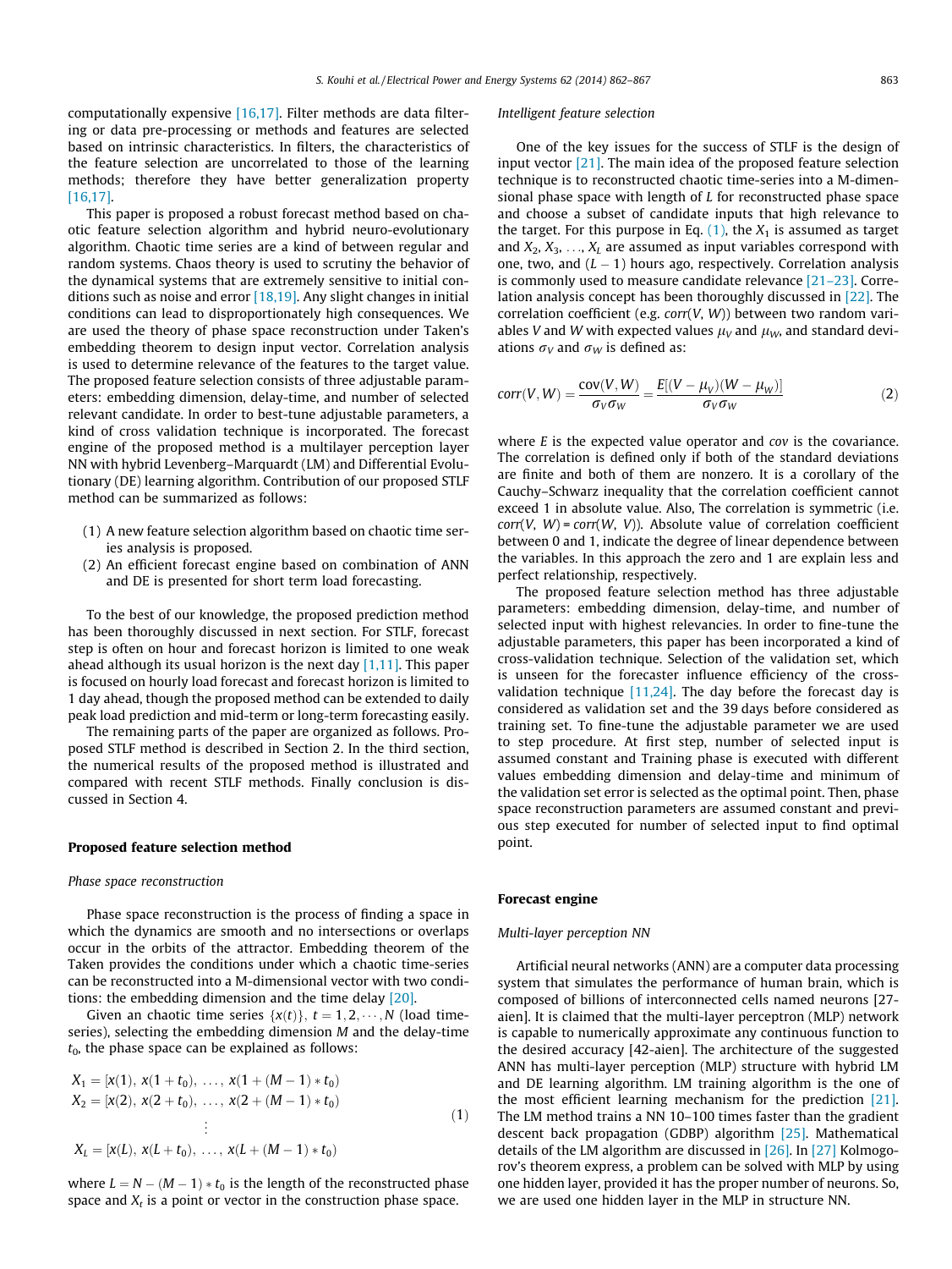computationally expensive [16,17]. Filter methods are data filtering or data pre-processing or methods and features are selected based on intrinsic characteristics. In filters, the characteristics of the feature selection are uncorrelated to those of the learning methods; therefore they have better generalization property [16,17].

This paper is proposed a robust forecast method based on chaotic feature selection algorithm and hybrid neuro-evolutionary algorithm. Chaotic time series are a kind of between regular and random systems. Chaos theory is used to scrutiny the behavior of the dynamical systems that are extremely sensitive to initial conditions such as noise and error [18,19]. Any slight changes in initial conditions can lead to disproportionately high consequences. We are used the theory of phase space reconstruction under Taken's embedding theorem to design input vector. Correlation analysis is used to determine relevance of the features to the target value. The proposed feature selection consists of three adjustable parameters: embedding dimension, delay-time, and number of selected relevant candidate. In order to best-tune adjustable parameters, a kind of cross validation technique is incorporated. The forecast engine of the proposed method is a multilayer perception layer NN with hybrid Levenberg–Marquardt (LM) and Differential Evolutionary (DE) learning algorithm. Contribution of our proposed STLF method can be summarized as follows:

(1) A new feature selection algorithm based on chaotic time series analysis is proposed.
(2) An efficient forecast engine based on combination of ANN and DE is presented for short term load forecasting.

To the best of our knowledge, the proposed prediction method has been thoroughly discussed in next section. For STLF, forecast step is often on hour and forecast horizon is limited to one weak ahead although its usual horizon is the next day [1,11]. This paper is focused on hourly load forecast and forecast horizon is limited to 1 day ahead, though the proposed method can be extended to daily peak load prediction and mid-term or long-term forecasting easily.

The remaining parts of the paper are organized as follows. Proposed STLF method is described in Section 2. In the third section, the numerical results of the proposed method is illustrated and compared with recent STLF methods. Finally conclusion is discussed in Section 4.

## Proposed feature selection method

### Phase space reconstruction

Phase space reconstruction is the process of finding a space in which the dynamics are smooth and no intersections or overlaps occur in the orbits of the attractor. Embedding theorem of the Taken provides the conditions under which a chaotic time-series can be reconstructed into a M-dimensional vector with two conditions: the embedding dimension and the time delay [20].

Given an chaotic time series $\{x(t)\},\ t = 1, 2, \cdots, N$ (load time-series), selecting the embedding dimension $M$ and the delay-time $t_0$, the phase space can be explained as follows:

$$
\begin{aligned}
X_1 &= [x(1),\ x(1+t_0),\ \ldots,\ x(1+(M-1)*t_0) \\
X_2 &= [x(2),\ x(2+t_0),\ \ldots,\ x(2+(M-1)*t_0) \\
&\vdots \\
X_L &= [x(L),\ x(L+t_0),\ \ldots,\ x(L+(M-1)*t_0)
\end{aligned}
\tag{1}
$$

where $L = N - (M-1)*t_0$ is the length of the reconstructed phase space and $X_t$ is a point or vector in the construction phase space.

### Intelligent feature selection

One of the key issues for the success of STLF is the design of input vector [21]. The main idea of the proposed feature selection technique is to reconstructed chaotic time-series into a M-dimensional phase space with length of $L$ for reconstructed phase space and choose a subset of candidate inputs that high relevance to the target. For this purpose in Eq. (1), the $X_1$ is assumed as target and $X_2, X_3, \ldots, X_L$ are assumed as input variables correspond with one, two, and $(L-1)$ hours ago, respectively. Correlation analysis is commonly used to measure candidate relevance [21–23]. Correlation analysis concept has been thoroughly discussed in [22]. The correlation coefficient (e.g. $corr(V, W)$) between two random variables $V$ and $W$ with expected values $\mu_V$ and $\mu_W$, and standard deviations $\sigma_V$ and $\sigma_W$ is defined as:

$$
corr(V, W) = \frac{\mathrm{cov}(V, W)}{\sigma_V \sigma_W} = \frac{E[(V-\mu_V)(W-\mu_W)]}{\sigma_V \sigma_W}
\tag{2}
$$

where $E$ is the expected value operator and $cov$ is the covariance. The correlation is defined only if both of the standard deviations are finite and both of them are nonzero. It is a corollary of the Cauchy–Schwarz inequality that the correlation coefficient cannot exceed 1 in absolute value. Also, The correlation is symmetric (i.e. $corr(V, W) = corr(W, V)$). Absolute value of correlation coefficient between 0 and 1, indicate the degree of linear dependence between the variables. In this approach the zero and 1 are explain less and perfect relationship, respectively.

The proposed feature selection method has three adjustable parameters: embedding dimension, delay-time, and number of selected input with highest relevancies. In order to fine-tune the adjustable parameters, this paper has been incorporated a kind of cross-validation technique. Selection of the validation set, which is unseen for the forecaster influence efficiency of the cross-validation technique [11,24]. The day before the forecast day is considered as validation set and the 39 days before considered as training set. To fine-tune the adjustable parameter we are used to step procedure. At first step, number of selected input is assumed constant and Training phase is executed with different values embedding dimension and delay-time and minimum of the validation set error is selected as the optimal point. Then, phase space reconstruction parameters are assumed constant and previous step executed for number of selected input to find optimal point.

## Forecast engine

### Multi-layer perception NN

Artificial neural networks (ANN) are a computer data processing system that simulates the performance of human brain, which is composed of billions of interconnected cells named neurons [27-aien]. It is claimed that the multi-layer perceptron (MLP) network is capable to numerically approximate any continuous function to the desired accuracy [42-aien]. The architecture of the suggested ANN has multi-layer perception (MLP) structure with hybrid LM and DE learning algorithm. LM training algorithm is the one of the most efficient learning mechanism for the prediction [21]. The LM method trains a NN 10–100 times faster than the gradient descent back propagation (GDBP) algorithm [25]. Mathematical details of the LM algorithm are discussed in [26]. In [27] Kolmogorov's theorem express, a problem can be solved with MLP by using one hidden layer, provided it has the proper number of neurons. So, we are used one hidden layer in the MLP in structure NN.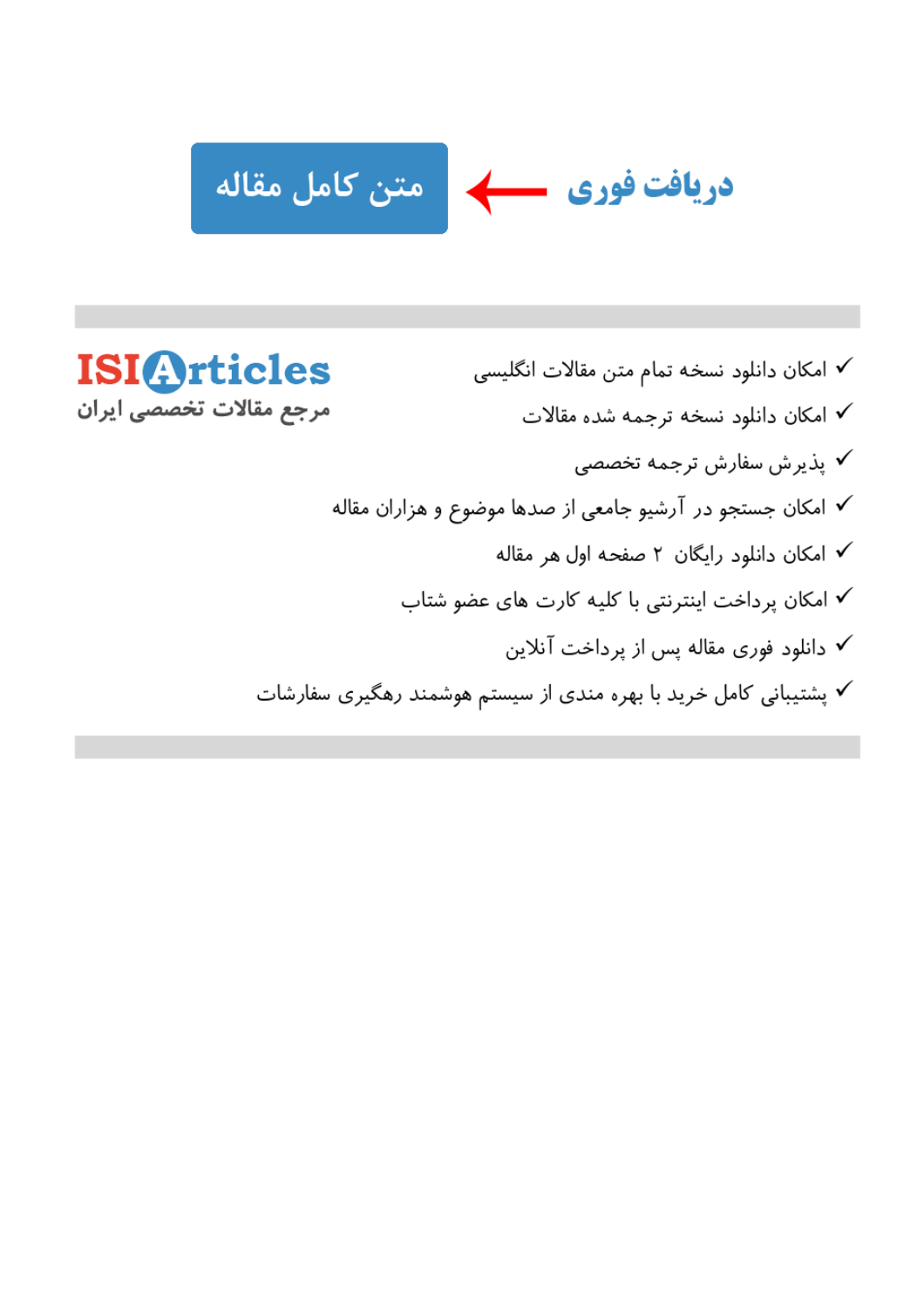دریافت فوری ← **متن کامل مقاله**

**ISIArticles**
مرجع مقالات تخصصی ایران

- ✓ امکان دانلود نسخه تمام متن مقالات انگلیسی
- ✓ امکان دانلود نسخه ترجمه شده مقالات
- ✓ پذیرش سفارش ترجمه تخصصی
- ✓ امکان جستجو در آرشیو جامعی از صدها موضوع و هزاران مقاله
- ✓ امکان دانلود رایگان ۲ صفحه اول هر مقاله
- ✓ امکان پرداخت اینترنتی با کلیه کارت های عضو شتاب
- ✓ دانلود فوری مقاله پس از پرداخت آنلاین
- ✓ پشتیبانی کامل خرید با بهره مندی از سیستم هوشمند رهگیری سفارشات